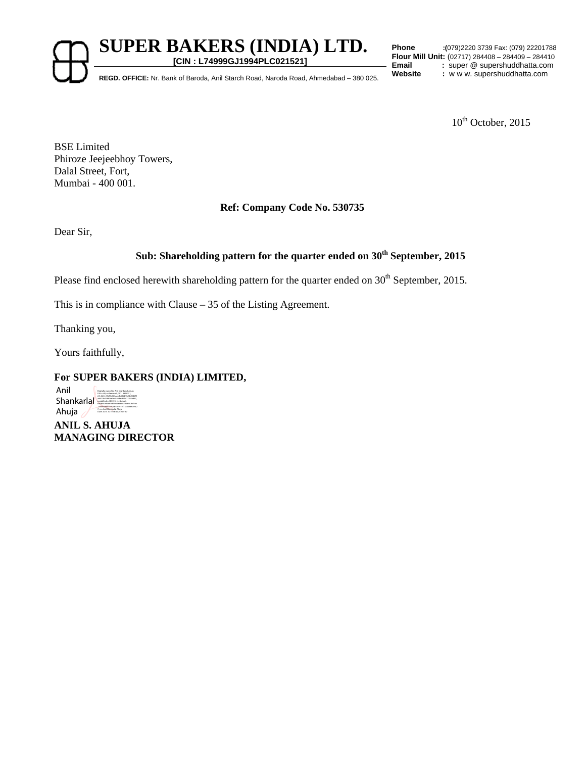# SUPER BAKERS (INDIA) LTD.

**[CIN : L74999GJ1994PLC021521]**

**REGD. OFFICE:** Nr. Bank of Baroda, Anil Starch Road, Naroda Road, Ahmedabad – 380 025.

**Phone** :(079)2220 3739 Fax: (079) 22201788
**Flour Mill Unit:** (02717) 284408 – 284409 – 284410
**Email** : super @ supershuddhatta.com
**Website** : w w w. supershuddhatta.com

10th October, 2015

BSE Limited
Phiroze Jeejeebhoy Towers,
Dalal Street, Fort,
Mumbai - 400 001.

**Ref: Company Code No. 530735**

Dear Sir,

**Sub: Shareholding pattern for the quarter ended on 30th September, 2015**

Please find enclosed herewith shareholding pattern for the quarter ended on 30th September, 2015.

This is in compliance with Clause – 35 of the Listing Agreement.

Thanking you,

Yours faithfully,

**For SUPER BAKERS (INDIA) LIMITED,**

Anil Shankarlal Ahuja

**ANIL S. AHUJA**
**MANAGING DIRECTOR**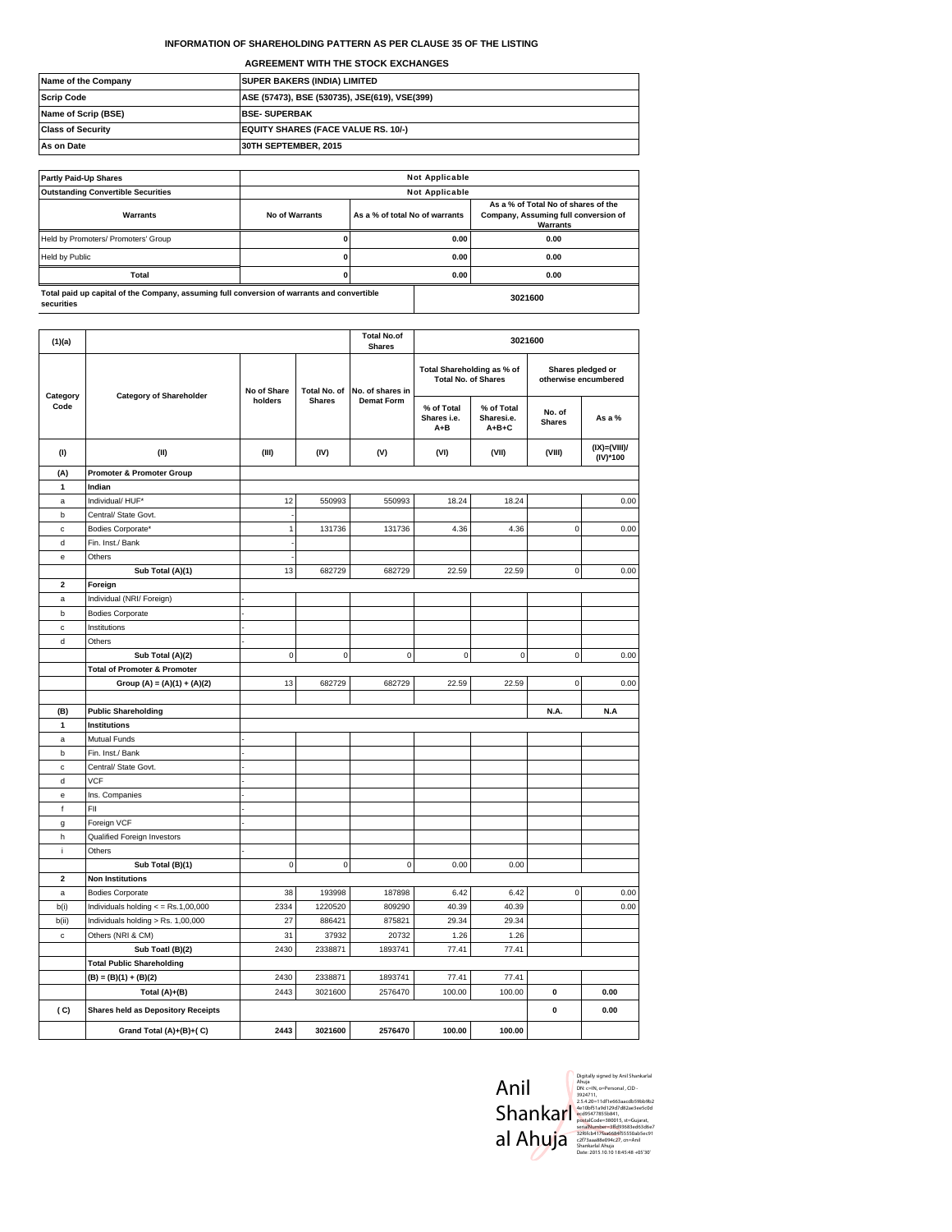**INFORMATION OF SHAREHOLDING PATTERN AS PER CLAUSE 35 OF THE LISTING**

**AGREEMENT WITH THE STOCK EXCHANGES**

| | |
|---|---|
| **Name of the Company** | **SUPER BAKERS (INDIA) LIMITED** |
| **Scrip Code** | **ASE (57473), BSE (530735), JSE(619), VSE(399)** |
| **Name of Scrip (BSE)** | **BSE- SUPERBAK** |
| **Class of Security** | **EQUITY SHARES (FACE VALUE RS. 10/-)** |
| **As on Date** | **30TH SEPTEMBER, 2015** |

| **Partly Paid-Up Shares** | **Not Applicable** | | |
|---|---|---|---|
| **Outstanding Convertible Securities** | **Not Applicable** | | |
| **Warrants** | **No of Warrants** | **As a % of total No of warrants** | **As a % of Total No of shares of the Company, Assuming full conversion of Warrants** |
| Held by Promoters/ Promoters' Group | **0** | **0.00** | **0.00** |
| Held by Public | **0** | **0.00** | **0.00** |
| **Total** | **0** | **0.00** | **0.00** |
| **Total paid up capital of the Company, assuming full conversion of warrants and convertible securities** | | | **3021600** |

| **(1)(a)** | | | | **Total No.of Shares** | **3021600** | | | |
|---|---|---|---|---|---|---|---|---|
| **Category Code** | **Category of Shareholder** | **No of Share holders** | **Total No. of Shares** | **No. of shares in Demat Form** | **Total Shareholding as % of Total No. of Shares** | | **Shares pledged or otherwise encumbered** | |
| | | | | | **% of Total Shares i.e. A+B** | **% of Total Sharesi.e. A+B+C** | **No. of Shares** | **As a %** |
| **(I)** | **(II)** | **(III)** | **(IV)** | **(V)** | **(VI)** | **(VII)** | **(VIII)** | **(IX)=(VIII)/(IV)*100** |
| **(A)** | **Promoter & Promoter Group** | | | | | | | |
| **1** | **Indian** | | | | | | | |
| a | Individual/ HUF* | 12 | 550993 | 550993 | 18.24 | 18.24 | | 0.00 |
| b | Central/ State Govt. | - | | | | | | |
| c | Bodies Corporate* | 1 | 131736 | 131736 | 4.36 | 4.36 | 0 | 0.00 |
| d | Fin. Inst./ Bank | - | | | | | | |
| e | Others | - | | | | | | |
| | **Sub Total (A)(1)** | 13 | 682729 | 682729 | 22.59 | 22.59 | 0 | 0.00 |
| **2** | **Foreign** | | | | | | | |
| a | Individual (NRI/ Foreign) | - | | | | | | |
| b | Bodies Corporate | - | | | | | | |
| c | Institutions | - | | | | | | |
| d | Others | - | | | | | | |
| | **Sub Total (A)(2)** | 0 | 0 | 0 | 0 | 0 | 0 | 0.00 |
| | **Total of Promoter & Promoter** | | | | | | | |
| | **Group (A) = (A)(1) + (A)(2)** | 13 | 682729 | 682729 | 22.59 | 22.59 | 0 | 0.00 |
| | | | | | | | | |
| **(B)** | **Public Shareholding** | | | | | | **N.A.** | **N.A** |
| **1** | **Institutions** | | | | | | | |
| a | Mutual Funds | - | | | | | | |
| b | Fin. Inst./ Bank | - | | | | | | |
| c | Central/ State Govt. | - | | | | | | |
| d | VCF | - | | | | | | |
| e | Ins. Companies | - | | | | | | |
| f | FII | - | | | | | | |
| g | Foreign VCF | - | | | | | | |
| h | Qualified Foreign Investors | | | | | | | |
| i | Others | - | | | | | | |
| | **Sub Total (B)(1)** | 0 | 0 | 0 | 0.00 | 0.00 | | |
| **2** | **Non Institutions** | | | | | | | |
| a | Bodies Corporate | 38 | 193998 | 187898 | 6.42 | 6.42 | 0 | 0.00 |
| b(i) | Individuals holding < = Rs.1,00,000 | 2334 | 1220520 | 809290 | 40.39 | 40.39 | | 0.00 |
| b(ii) | Individuals holding > Rs. 1,00,000 | 27 | 886421 | 875821 | 29.34 | 29.34 | | |
| c | Others (NRI & CM) | 31 | 37932 | 20732 | 1.26 | 1.26 | | |
| | **Sub Toatl (B)(2)** | 2430 | 2338871 | 1893741 | 77.41 | 77.41 | | |
| | **Total Public Shareholding** | | | | | | | |
| | **(B) = (B)(1) + (B)(2)** | 2430 | 2338871 | 1893741 | 77.41 | 77.41 | | |
| | **Total (A)+(B)** | 2443 | 3021600 | 2576470 | 100.00 | 100.00 | **0** | **0.00** |
| **( C)** | **Shares held as Depository Receipts** | | | | | | **0** | **0.00** |
| | **Grand Total (A)+(B)+( C)** | **2443** | **3021600** | **2576470** | **100.00** | **100.00** | | |

Anil Shankarlal Ahuja

Digitally signed by Anil Shankarlal Ahuja
DN: c=IN, o=Personal , CID - 3924711, 2.5.4.20=11df1e665aacdb59bb9b24e10bf51a9d129d7d82ae3ee5c0decd95477855b841, postalCode=380015, st=Gujarat, serialNumber=8fd93681ed63d6e732f6fcb417faa6884f55550ab5ec91c2f73aaa88e094c27, cn=Anil Shankarlal Ahuja
Date: 2015.10.10 18:45:48 +05'30'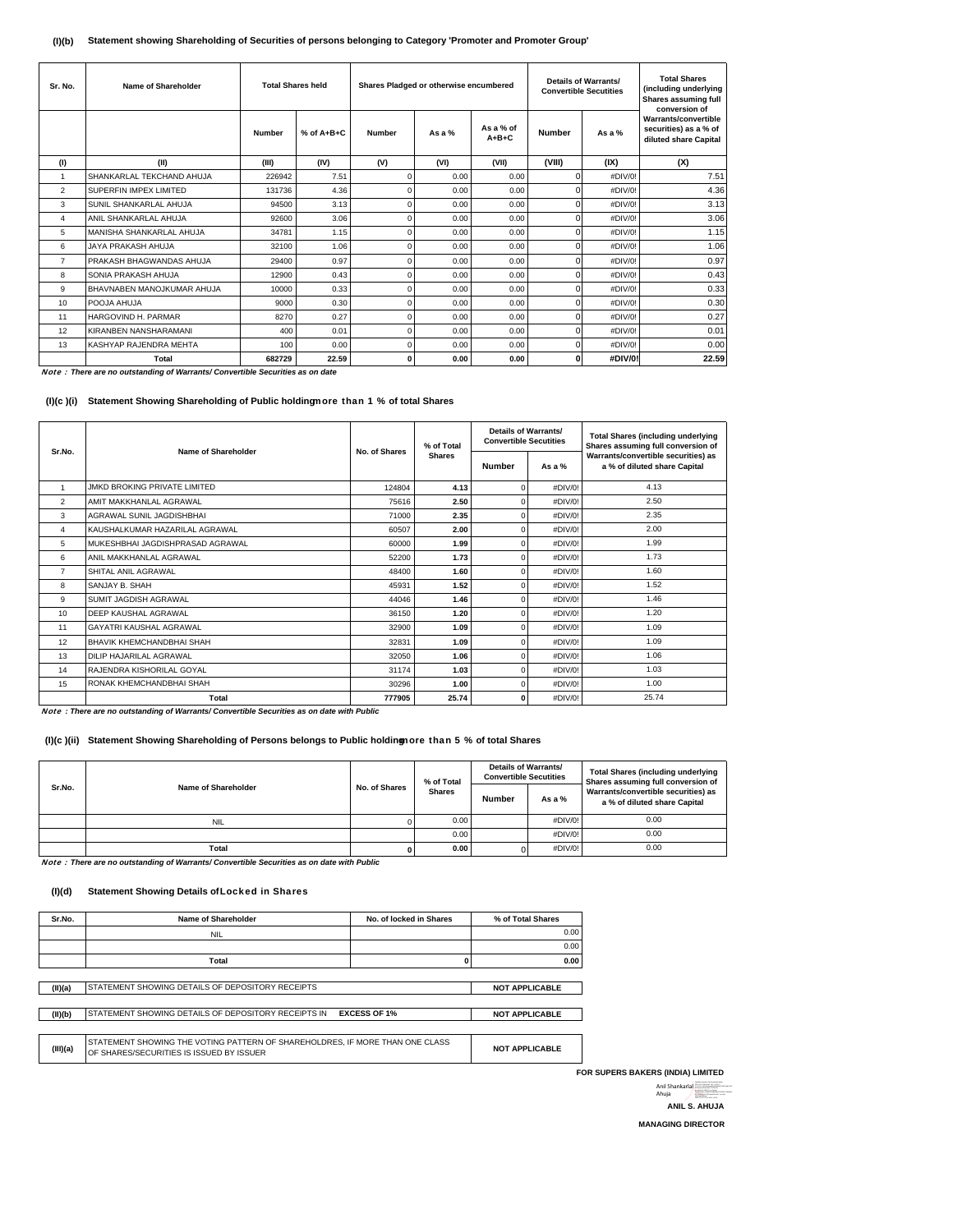**(I)(b) Statement showing Shareholding of Securities of persons belonging to Category 'Promoter and Promoter Group'**

| Sr. No. | Name of Shareholder | Total Shares held | | Shares Pladged or otherwise encumbered | | | Details of Warrants/ Convertible Secutities | | Total Shares (including underlying Shares assuming full conversion of Warrants/convertible securities) as a % of diluted share Capital |
|---|---|---|---|---|---|---|---|---|---|
| | | Number | % of A+B+C | Number | As a % | As a % of A+B+C | Number | As a % | |
| (I) | (II) | (III) | (IV) | (V) | (VI) | (VII) | (VIII) | (IX) | (X) |
| 1 | SHANKARLAL TEKCHAND AHUJA | 226942 | 7.51 | 0 | 0.00 | 0.00 | 0 | #DIV/0! | 7.51 |
| 2 | SUPERFIN IMPEX LIMITED | 131736 | 4.36 | 0 | 0.00 | 0.00 | 0 | #DIV/0! | 4.36 |
| 3 | SUNIL SHANKARLAL AHUJA | 94500 | 3.13 | 0 | 0.00 | 0.00 | 0 | #DIV/0! | 3.13 |
| 4 | ANIL SHANKARLAL AHUJA | 92600 | 3.06 | 0 | 0.00 | 0.00 | 0 | #DIV/0! | 3.06 |
| 5 | MANISHA SHANKARLAL AHUJA | 34781 | 1.15 | 0 | 0.00 | 0.00 | 0 | #DIV/0! | 1.15 |
| 6 | JAYA PRAKASH AHUJA | 32100 | 1.06 | 0 | 0.00 | 0.00 | 0 | #DIV/0! | 1.06 |
| 7 | PRAKASH BHAGWANDAS AHUJA | 29400 | 0.97 | 0 | 0.00 | 0.00 | 0 | #DIV/0! | 0.97 |
| 8 | SONIA PRAKASH AHUJA | 12900 | 0.43 | 0 | 0.00 | 0.00 | 0 | #DIV/0! | 0.43 |
| 9 | BHAVNABEN MANOJKUMAR AHUJA | 10000 | 0.33 | 0 | 0.00 | 0.00 | 0 | #DIV/0! | 0.33 |
| 10 | POOJA AHUJA | 9000 | 0.30 | 0 | 0.00 | 0.00 | 0 | #DIV/0! | 0.30 |
| 11 | HARGOVIND H. PARMAR | 8270 | 0.27 | 0 | 0.00 | 0.00 | 0 | #DIV/0! | 0.27 |
| 12 | KIRANBEN NANSHARAMANI | 400 | 0.01 | 0 | 0.00 | 0.00 | 0 | #DIV/0! | 0.01 |
| 13 | KASHYAP RAJENDRA MEHTA | 100 | 0.00 | 0 | 0.00 | 0.00 | 0 | #DIV/0! | 0.00 |
| | **Total** | **682729** | **22.59** | **0** | **0.00** | **0.00** | **0** | **#DIV/0!** | **22.59** |

***Note : There are no outstanding of Warrants/ Convertible Securities as on date***

**(I)(c )(i) Statement Showing Shareholding of Public holding more than 1 % of total Shares**

| Sr.No. | Name of Shareholder | No. of Shares | % of Total Shares | Details of Warrants/ Convertible Secutities | | Total Shares (including underlying Shares assuming full conversion of Warrants/convertible securities) as a % of diluted share Capital |
|---|---|---|---|---|---|---|
| | | | | Number | As a % | |
| 1 | JMKD BROKING PRIVATE LIMITED | 124804 | **4.13** | 0 | #DIV/0! | 4.13 |
| 2 | AMIT MAKKHANLAL AGRAWAL | 75616 | **2.50** | 0 | #DIV/0! | 2.50 |
| 3 | AGRAWAL SUNIL JAGDISHBHAI | 71000 | **2.35** | 0 | #DIV/0! | 2.35 |
| 4 | KAUSHALKUMAR HAZARILAL AGRAWAL | 60507 | **2.00** | 0 | #DIV/0! | 2.00 |
| 5 | MUKESHBHAI JAGDISHPRASAD AGRAWAL | 60000 | **1.99** | 0 | #DIV/0! | 1.99 |
| 6 | ANIL MAKKHANLAL AGRAWAL | 52200 | **1.73** | 0 | #DIV/0! | 1.73 |
| 7 | SHITAL ANIL AGRAWAL | 48400 | **1.60** | 0 | #DIV/0! | 1.60 |
| 8 | SANJAY B. SHAH | 45931 | **1.52** | 0 | #DIV/0! | 1.52 |
| 9 | SUMIT JAGDISH AGRAWAL | 44046 | **1.46** | 0 | #DIV/0! | 1.46 |
| 10 | DEEP KAUSHAL AGRAWAL | 36150 | **1.20** | 0 | #DIV/0! | 1.20 |
| 11 | GAYATRI KAUSHAL AGRAWAL | 32900 | **1.09** | 0 | #DIV/0! | 1.09 |
| 12 | BHAVIK KHEMCHANDBHAI SHAH | 32831 | **1.09** | 0 | #DIV/0! | 1.09 |
| 13 | DILIP HAJARILAL AGRAWAL | 32050 | **1.06** | 0 | #DIV/0! | 1.06 |
| 14 | RAJENDRA KISHORILAL GOYAL | 31174 | **1.03** | 0 | #DIV/0! | 1.03 |
| 15 | RONAK KHEMCHANDBHAI SHAH | 30296 | **1.00** | 0 | #DIV/0! | 1.00 |
| | **Total** | **777905** | **25.74** | **0** | #DIV/0! | 25.74 |

***Note : There are no outstanding of Warrants/ Convertible Securities as on date with Public***

**(I)(c )(ii) Statement Showing Shareholding of Persons belongs to Public holding more than 5 % of total Shares**

| Sr.No. | Name of Shareholder | No. of Shares | % of Total Shares | Details of Warrants/ Convertible Secutities | | Total Shares (including underlying Shares assuming full conversion of Warrants/convertible securities) as a % of diluted share Capital |
|---|---|---|---|---|---|---|
| | | | | Number | As a % | |
| | NIL | 0 | 0.00 | | #DIV/0! | 0.00 |
| | | | 0.00 | | #DIV/0! | 0.00 |
| | **Total** | **0** | **0.00** | 0 | #DIV/0! | 0.00 |

***Note : There are no outstanding of Warrants/ Convertible Securities as on date with Public***

**(I)(d) Statement Showing Details of Locked in Shares**

| Sr.No. | Name of Shareholder | No. of locked in Shares | % of Total Shares |
|---|---|---|---|
| | NIL | | 0.00 |
| | | | 0.00 |
| | **Total** | **0** | **0.00** |

| | | |
|---|---|---|
| **(II)(a)** | STATEMENT SHOWING DETAILS OF DEPOSITORY RECEIPTS | **NOT APPLICABLE** |
| **(II)(b)** | STATEMENT SHOWING DETAILS OF DEPOSITORY RECEIPTS IN **EXCESS OF 1%** | **NOT APPLICABLE** |
| **(III)(a)** | STATEMENT SHOWING THE VOTING PATTERN OF SHAREHOLDRES, IF MORE THAN ONE CLASS OF SHARES/SECURITIES IS ISSUED BY ISSUER | **NOT APPLICABLE** |

**FOR SUPERS BAKERS (INDIA) LIMITED**

Anil Shankarlal Ahuja

**ANIL S. AHUJA**

**MANAGING DIRECTOR**